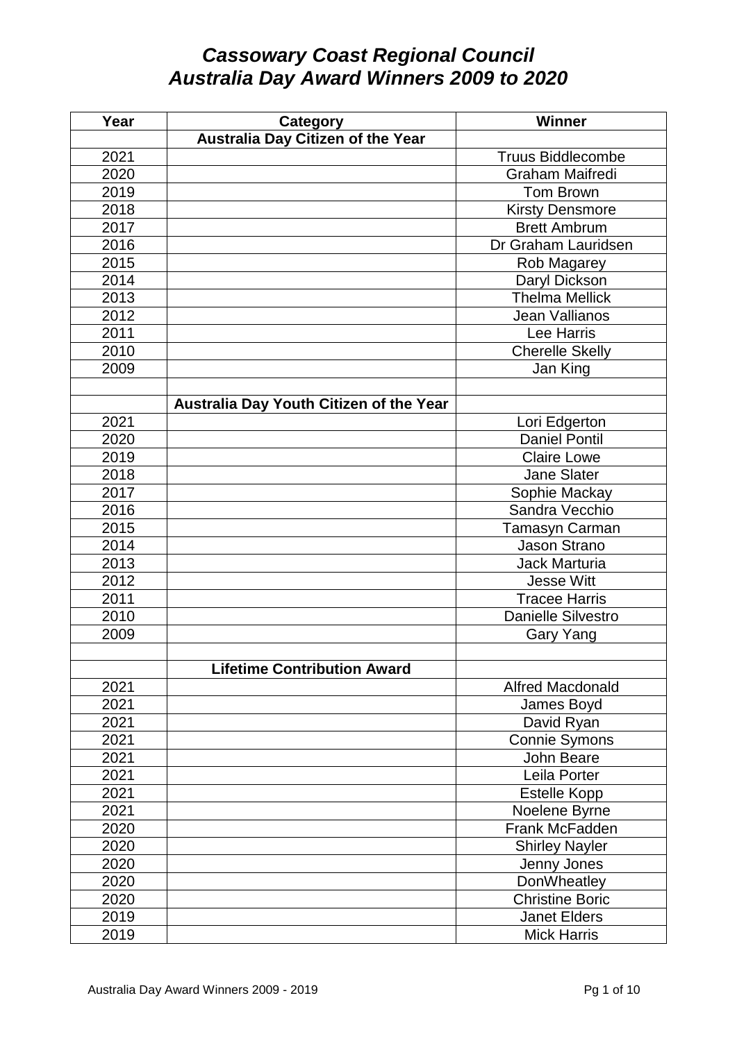# *Cassowary Coast Regional Council Australia Day Award Winners 2009 to 2020*

| Year | Category | Winner |
|---|---|---|
| | **Australia Day Citizen of the Year** | |
| 2021 | | Truus Biddlecombe |
| 2020 | | Graham Maifredi |
| 2019 | | Tom Brown |
| 2018 | | Kirsty Densmore |
| 2017 | | Brett Ambrum |
| 2016 | | Dr Graham Lauridsen |
| 2015 | | Rob Magarey |
| 2014 | | Daryl Dickson |
| 2013 | | Thelma Mellick |
| 2012 | | Jean Vallianos |
| 2011 | | Lee Harris |
| 2010 | | Cherelle Skelly |
| 2009 | | Jan King |
| | | |
| | **Australia Day Youth Citizen of the Year** | |
| 2021 | | Lori Edgerton |
| 2020 | | Daniel Pontil |
| 2019 | | Claire Lowe |
| 2018 | | Jane Slater |
| 2017 | | Sophie Mackay |
| 2016 | | Sandra Vecchio |
| 2015 | | Tamasyn Carman |
| 2014 | | Jason Strano |
| 2013 | | Jack Marturia |
| 2012 | | Jesse Witt |
| 2011 | | Tracee Harris |
| 2010 | | Danielle Silvestro |
| 2009 | | Gary Yang |
| | | |
| | **Lifetime Contribution Award** | |
| 2021 | | Alfred Macdonald |
| 2021 | | James Boyd |
| 2021 | | David Ryan |
| 2021 | | Connie Symons |
| 2021 | | John Beare |
| 2021 | | Leila Porter |
| 2021 | | Estelle Kopp |
| 2021 | | Noelene Byrne |
| 2020 | | Frank McFadden |
| 2020 | | Shirley Nayler |
| 2020 | | Jenny Jones |
| 2020 | | DonWheatley |
| 2020 | | Christine Boric |
| 2019 | | Janet Elders |
| 2019 | | Mick Harris |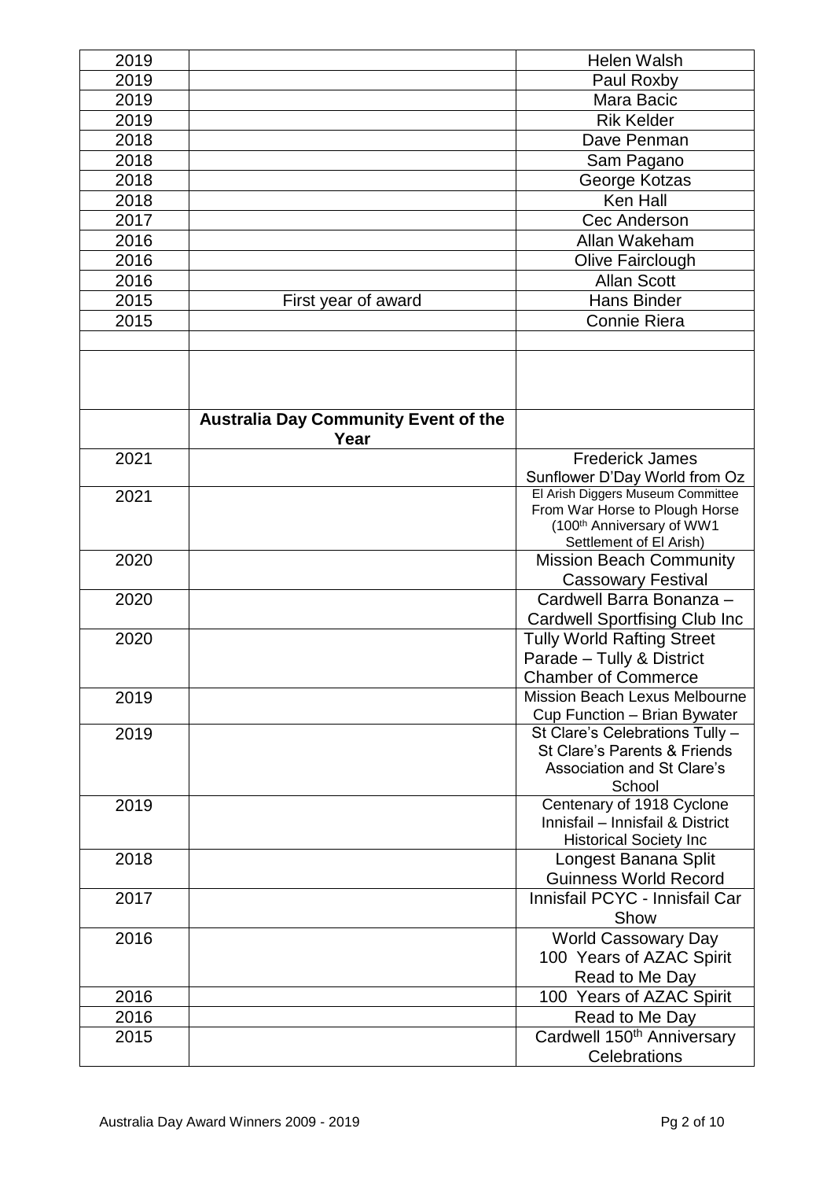| | | |
|---|---|---|
| 2019 | | Helen Walsh |
| 2019 | | Paul Roxby |
| 2019 | | Mara Bacic |
| 2019 | | Rik Kelder |
| 2018 | | Dave Penman |
| 2018 | | Sam Pagano |
| 2018 | | George Kotzas |
| 2018 | | Ken Hall |
| 2017 | | Cec Anderson |
| 2016 | | Allan Wakeham |
| 2016 | | Olive Fairclough |
| 2016 | | Allan Scott |
| 2015 | First year of award | Hans Binder |
| 2015 | | Connie Riera |
| | | |
| | | |
| | **Australia Day Community Event of the Year** | |
| 2021 | | Frederick James Sunflower D'Day World from Oz |
| 2021 | | El Arish Diggers Museum Committee From War Horse to Plough Horse (100th Anniversary of WW1 Settlement of El Arish) |
| 2020 | | Mission Beach Community Cassowary Festival |
| 2020 | | Cardwell Barra Bonanza – Cardwell Sportfising Club Inc |
| 2020 | | Tully World Rafting Street Parade – Tully & District Chamber of Commerce |
| 2019 | | Mission Beach Lexus Melbourne Cup Function – Brian Bywater |
| 2019 | | St Clare's Celebrations Tully – St Clare's Parents & Friends Association and St Clare's School |
| 2019 | | Centenary of 1918 Cyclone Innisfail – Innisfail & District Historical Society Inc |
| 2018 | | Longest Banana Split Guinness World Record |
| 2017 | | Innisfail PCYC - Innisfail Car Show |
| 2016 | | World Cassowary Day 100 Years of AZAC Spirit Read to Me Day |
| 2016 | | 100 Years of AZAC Spirit |
| 2016 | | Read to Me Day |
| 2015 | | Cardwell 150th Anniversary Celebrations |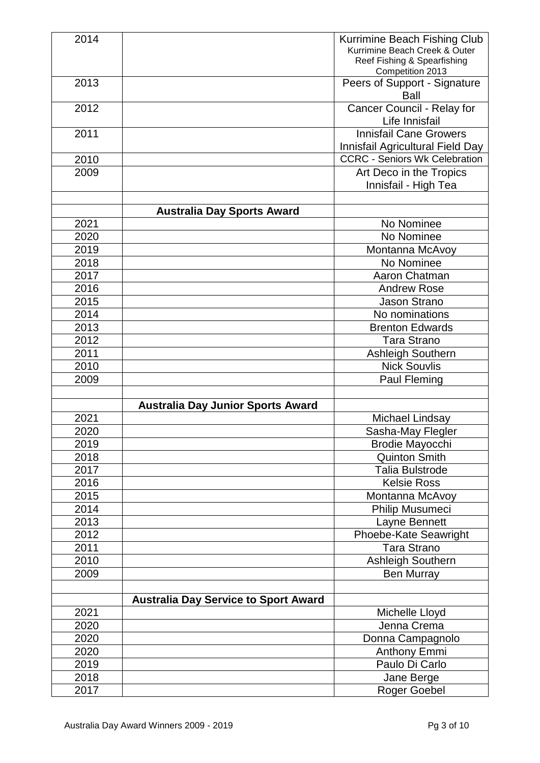| | | |
|---|---|---|
| 2014 | | Kurrimine Beach Fishing Club Kurrimine Beach Creek & Outer Reef Fishing & Spearfishing Competition 2013 |
| 2013 | | Peers of Support - Signature Ball |
| 2012 | | Cancer Council - Relay for Life Innisfail |
| 2011 | | Innisfail Cane Growers Innisfail Agricultural Field Day |
| 2010 | | CCRC - Seniors Wk Celebration |
| 2009 | | Art Deco in the Tropics Innisfail - High Tea |
| | | |
| | **Australia Day Sports Award** | |
| 2021 | | No Nominee |
| 2020 | | No Nominee |
| 2019 | | Montanna McAvoy |
| 2018 | | No Nominee |
| 2017 | | Aaron Chatman |
| 2016 | | Andrew Rose |
| 2015 | | Jason Strano |
| 2014 | | No nominations |
| 2013 | | Brenton Edwards |
| 2012 | | Tara Strano |
| 2011 | | Ashleigh Southern |
| 2010 | | Nick Souvlis |
| 2009 | | Paul Fleming |
| | | |
| | **Australia Day Junior Sports Award** | |
| 2021 | | Michael Lindsay |
| 2020 | | Sasha-May Flegler |
| 2019 | | Brodie Mayocchi |
| 2018 | | Quinton Smith |
| 2017 | | Talia Bulstrode |
| 2016 | | Kelsie Ross |
| 2015 | | Montanna McAvoy |
| 2014 | | Philip Musumeci |
| 2013 | | Layne Bennett |
| 2012 | | Phoebe-Kate Seawright |
| 2011 | | Tara Strano |
| 2010 | | Ashleigh Southern |
| 2009 | | Ben Murray |
| | | |
| | **Australia Day Service to Sport Award** | |
| 2021 | | Michelle Lloyd |
| 2020 | | Jenna Crema |
| 2020 | | Donna Campagnolo |
| 2020 | | Anthony Emmi |
| 2019 | | Paulo Di Carlo |
| 2018 | | Jane Berge |
| 2017 | | Roger Goebel |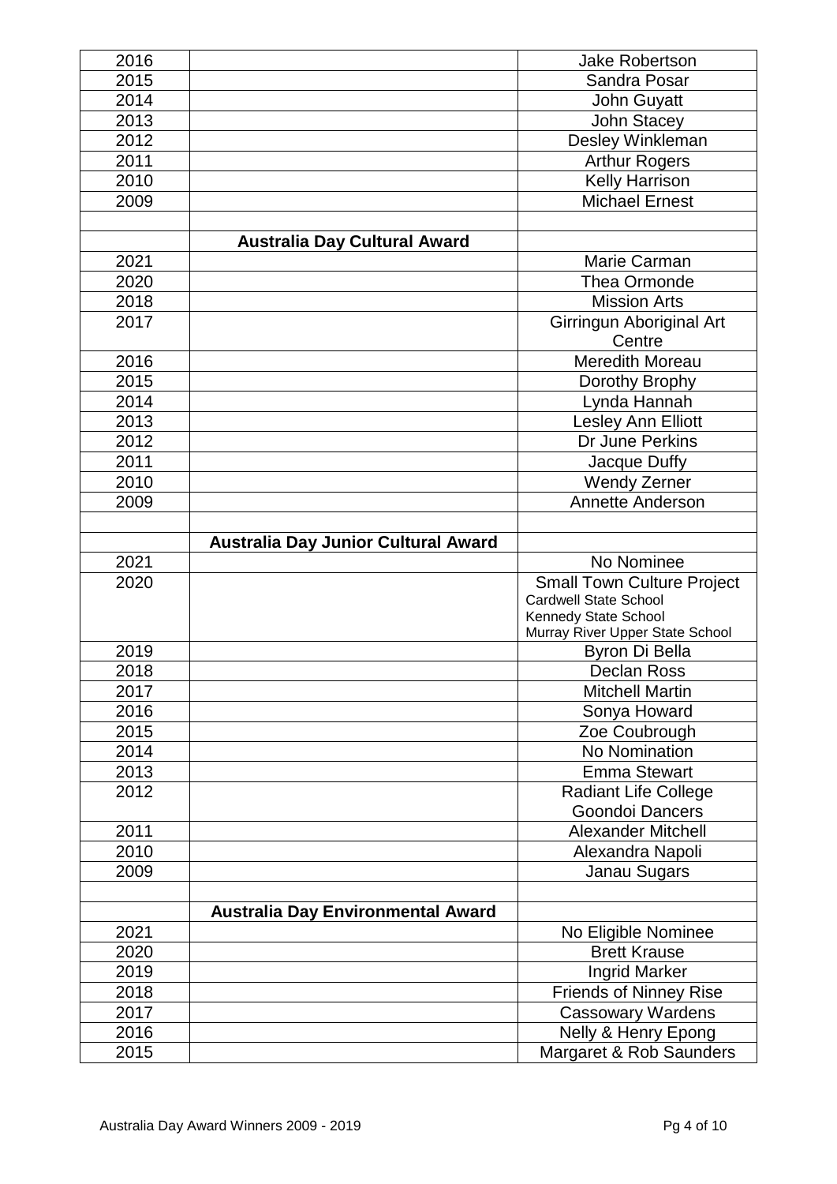| | | |
|---|---|---|
| 2016 | | Jake Robertson |
| 2015 | | Sandra Posar |
| 2014 | | John Guyatt |
| 2013 | | John Stacey |
| 2012 | | Desley Winkleman |
| 2011 | | Arthur Rogers |
| 2010 | | Kelly Harrison |
| 2009 | | Michael Ernest |
| | | |
| | **Australia Day Cultural Award** | |
| 2021 | | Marie Carman |
| 2020 | | Thea Ormonde |
| 2018 | | Mission Arts |
| 2017 | | Girringun Aboriginal Art Centre |
| 2016 | | Meredith Moreau |
| 2015 | | Dorothy Brophy |
| 2014 | | Lynda Hannah |
| 2013 | | Lesley Ann Elliott |
| 2012 | | Dr June Perkins |
| 2011 | | Jacque Duffy |
| 2010 | | Wendy Zerner |
| 2009 | | Annette Anderson |
| | | |
| | **Australia Day Junior Cultural Award** | |
| 2021 | | No Nominee |
| 2020 | | Small Town Culture Project<br>Cardwell State School<br>Kennedy State School<br>Murray River Upper State School |
| 2019 | | Byron Di Bella |
| 2018 | | Declan Ross |
| 2017 | | Mitchell Martin |
| 2016 | | Sonya Howard |
| 2015 | | Zoe Coubrough |
| 2014 | | No Nomination |
| 2013 | | Emma Stewart |
| 2012 | | Radiant Life College<br>Goondoi Dancers |
| 2011 | | Alexander Mitchell |
| 2010 | | Alexandra Napoli |
| 2009 | | Janau Sugars |
| | | |
| | **Australia Day Environmental Award** | |
| 2021 | | No Eligible Nominee |
| 2020 | | Brett Krause |
| 2019 | | Ingrid Marker |
| 2018 | | Friends of Ninney Rise |
| 2017 | | Cassowary Wardens |
| 2016 | | Nelly & Henry Epong |
| 2015 | | Margaret & Rob Saunders |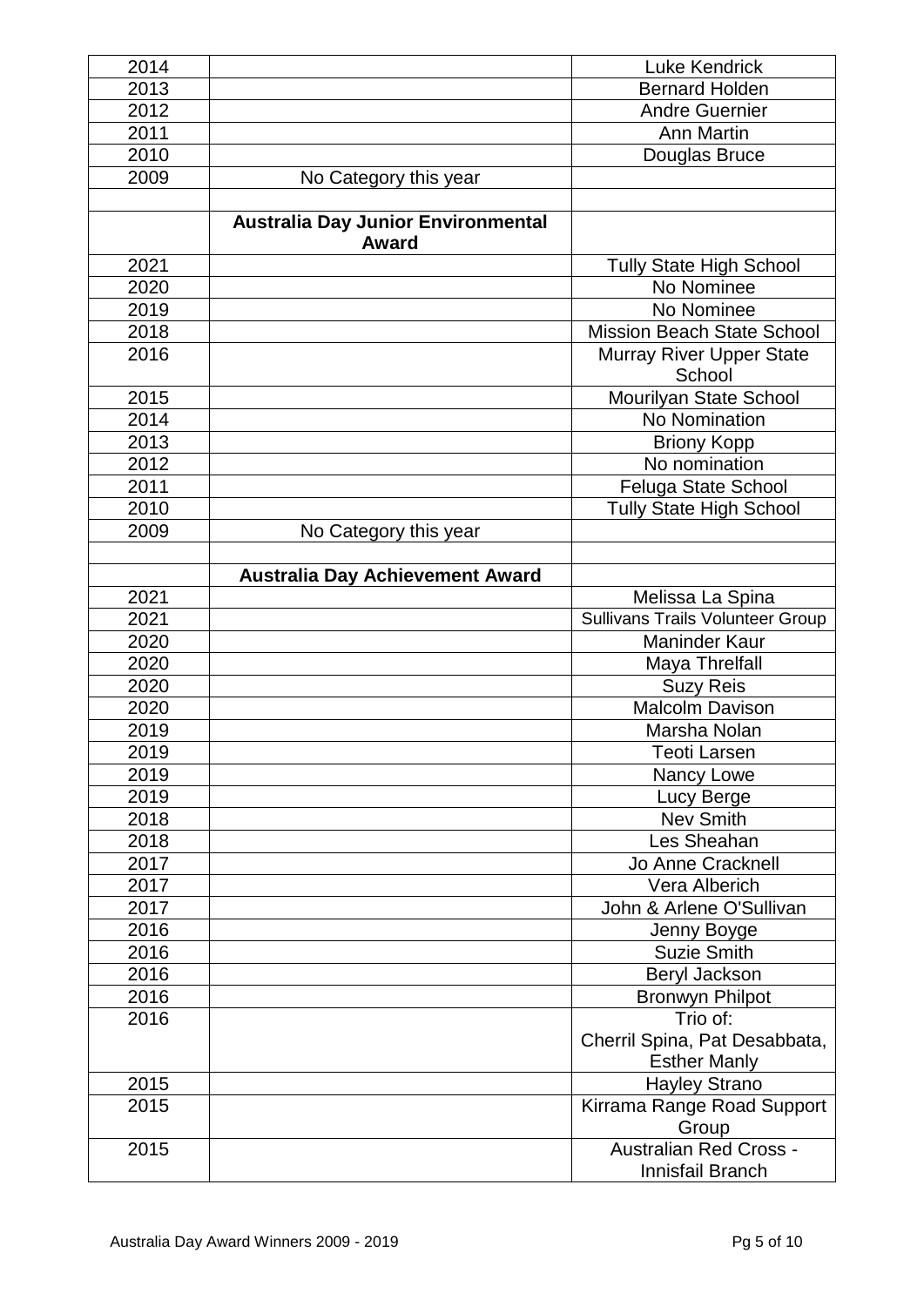| | | |
|---|---|---|
| 2014 | | Luke Kendrick |
| 2013 | | Bernard Holden |
| 2012 | | Andre Guernier |
| 2011 | | Ann Martin |
| 2010 | | Douglas Bruce |
| 2009 | No Category this year | |
| | | |
| | **Australia Day Junior Environmental Award** | |
| 2021 | | Tully State High School |
| 2020 | | No Nominee |
| 2019 | | No Nominee |
| 2018 | | Mission Beach State School |
| 2016 | | Murray River Upper State School |
| 2015 | | Mourilyan State School |
| 2014 | | No Nomination |
| 2013 | | Briony Kopp |
| 2012 | | No nomination |
| 2011 | | Feluga State School |
| 2010 | | Tully State High School |
| 2009 | No Category this year | |
| | | |
| | **Australia Day Achievement Award** | |
| 2021 | | Melissa La Spina |
| 2021 | | Sullivans Trails Volunteer Group |
| 2020 | | Maninder Kaur |
| 2020 | | Maya Threlfall |
| 2020 | | Suzy Reis |
| 2020 | | Malcolm Davison |
| 2019 | | Marsha Nolan |
| 2019 | | Teoti Larsen |
| 2019 | | Nancy Lowe |
| 2019 | | Lucy Berge |
| 2018 | | Nev Smith |
| 2018 | | Les Sheahan |
| 2017 | | Jo Anne Cracknell |
| 2017 | | Vera Alberich |
| 2017 | | John & Arlene O'Sullivan |
| 2016 | | Jenny Boyge |
| 2016 | | Suzie Smith |
| 2016 | | Beryl Jackson |
| 2016 | | Bronwyn Philpot |
| 2016 | | Trio of: Cherril Spina, Pat Desabbata, Esther Manly |
| 2015 | | Hayley Strano |
| 2015 | | Kirrama Range Road Support Group |
| 2015 | | Australian Red Cross - Innisfail Branch |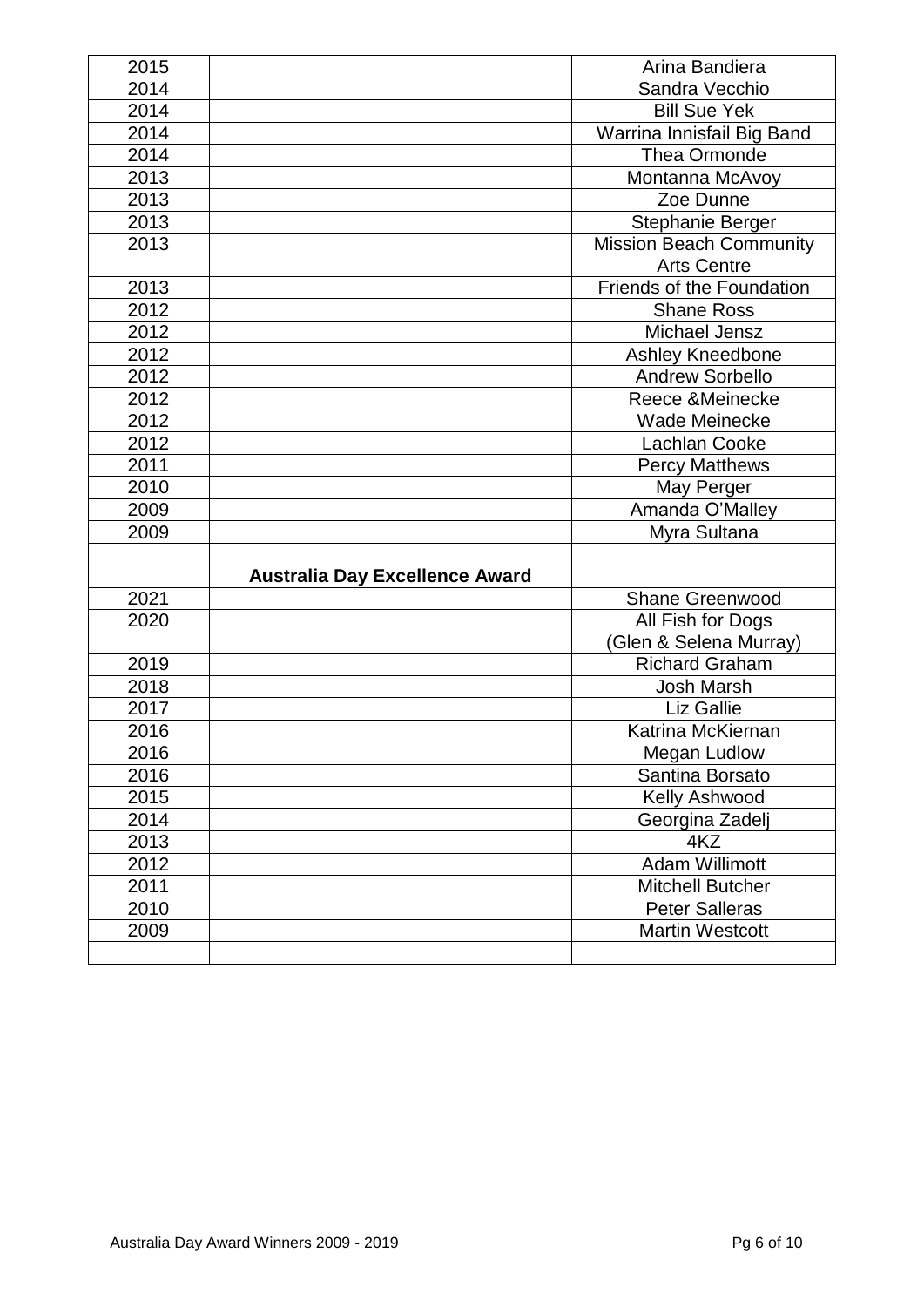| | | |
|---|---|---|
| 2015 | | Arina Bandiera |
| 2014 | | Sandra Vecchio |
| 2014 | | Bill Sue Yek |
| 2014 | | Warrina Innisfail Big Band |
| 2014 | | Thea Ormonde |
| 2013 | | Montanna McAvoy |
| 2013 | | Zoe Dunne |
| 2013 | | Stephanie Berger |
| 2013 | | Mission Beach Community Arts Centre |
| 2013 | | Friends of the Foundation |
| 2012 | | Shane Ross |
| 2012 | | Michael Jensz |
| 2012 | | Ashley Kneedbone |
| 2012 | | Andrew Sorbello |
| 2012 | | Reece &Meinecke |
| 2012 | | Wade Meinecke |
| 2012 | | Lachlan Cooke |
| 2011 | | Percy Matthews |
| 2010 | | May Perger |
| 2009 | | Amanda O'Malley |
| 2009 | | Myra Sultana |
| | | |
| | **Australia Day Excellence Award** | |
| 2021 | | Shane Greenwood |
| 2020 | | All Fish for Dogs (Glen & Selena Murray) |
| 2019 | | Richard Graham |
| 2018 | | Josh Marsh |
| 2017 | | Liz Gallie |
| 2016 | | Katrina McKiernan |
| 2016 | | Megan Ludlow |
| 2016 | | Santina Borsato |
| 2015 | | Kelly Ashwood |
| 2014 | | Georgina Zadelj |
| 2013 | | 4KZ |
| 2012 | | Adam Willimott |
| 2011 | | Mitchell Butcher |
| 2010 | | Peter Salleras |
| 2009 | | Martin Westcott |
| | | |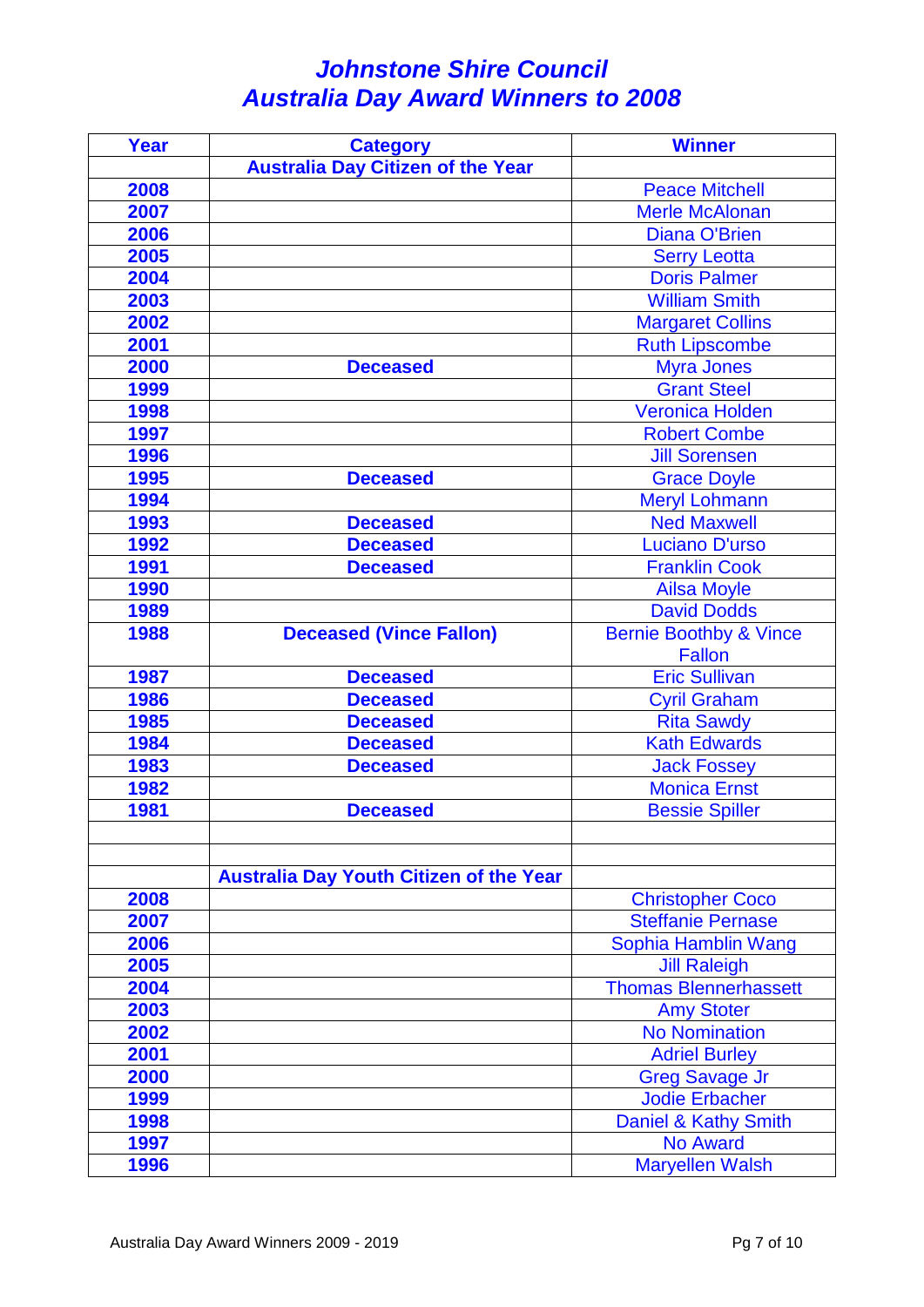# *Johnstone Shire Council*
# *Australia Day Award Winners to 2008*

| Year | Category | Winner |
|---|---|---|
| | **Australia Day Citizen of the Year** | |
| **2008** | | Peace Mitchell |
| **2007** | | Merle McAlonan |
| **2006** | | Diana O'Brien |
| **2005** | | Serry Leotta |
| **2004** | | Doris Palmer |
| **2003** | | William Smith |
| **2002** | | Margaret Collins |
| **2001** | | Ruth Lipscombe |
| **2000** | **Deceased** | Myra Jones |
| **1999** | | Grant Steel |
| **1998** | | Veronica Holden |
| **1997** | | Robert Combe |
| **1996** | | Jill Sorensen |
| **1995** | **Deceased** | Grace Doyle |
| **1994** | | Meryl Lohmann |
| **1993** | **Deceased** | Ned Maxwell |
| **1992** | **Deceased** | Luciano D'urso |
| **1991** | **Deceased** | Franklin Cook |
| **1990** | | Ailsa Moyle |
| **1989** | | David Dodds |
| **1988** | **Deceased (Vince Fallon)** | Bernie Boothby & Vince Fallon |
| **1987** | **Deceased** | Eric Sullivan |
| **1986** | **Deceased** | Cyril Graham |
| **1985** | **Deceased** | Rita Sawdy |
| **1984** | **Deceased** | Kath Edwards |
| **1983** | **Deceased** | Jack Fossey |
| **1982** | | Monica Ernst |
| **1981** | **Deceased** | Bessie Spiller |
| | | |
| | | |
| | **Australia Day Youth Citizen of the Year** | |
| **2008** | | Christopher Coco |
| **2007** | | Steffanie Pernase |
| **2006** | | Sophia Hamblin Wang |
| **2005** | | Jill Raleigh |
| **2004** | | Thomas Blennerhassett |
| **2003** | | Amy Stoter |
| **2002** | | No Nomination |
| **2001** | | Adriel Burley |
| **2000** | | Greg Savage Jr |
| **1999** | | Jodie Erbacher |
| **1998** | | Daniel & Kathy Smith |
| **1997** | | No Award |
| **1996** | | Maryellen Walsh |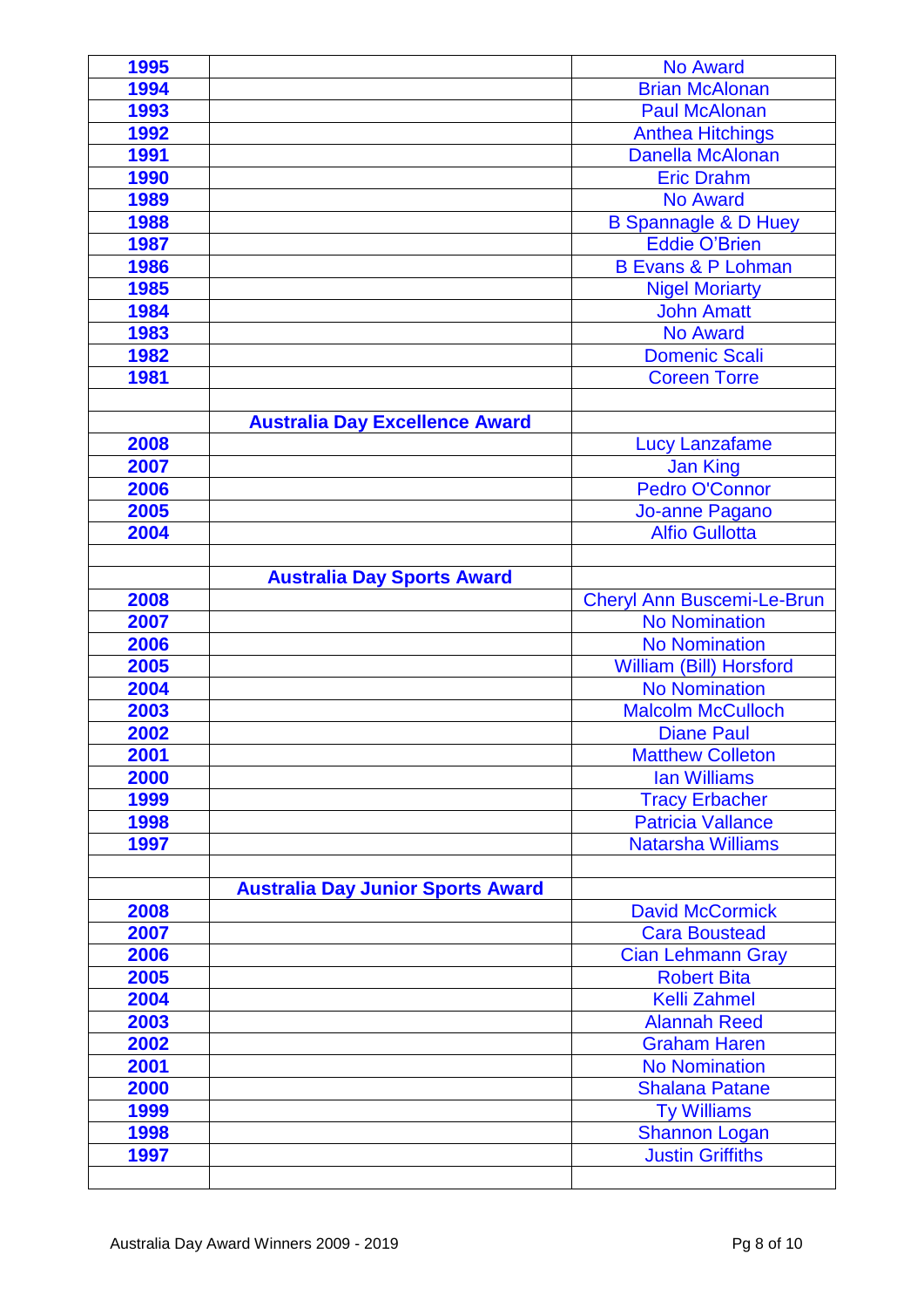| | | |
|---|---|---|
| 1995 | | No Award |
| 1994 | | Brian McAlonan |
| 1993 | | Paul McAlonan |
| 1992 | | Anthea Hitchings |
| 1991 | | Danella McAlonan |
| 1990 | | Eric Drahm |
| 1989 | | No Award |
| 1988 | | B Spannagle & D Huey |
| 1987 | | Eddie O'Brien |
| 1986 | | B Evans & P Lohman |
| 1985 | | Nigel Moriarty |
| 1984 | | John Amatt |
| 1983 | | No Award |
| 1982 | | Domenic Scali |
| 1981 | | Coreen Torre |
| | | |
| | **Australia Day Excellence Award** | |
| 2008 | | Lucy Lanzafame |
| 2007 | | Jan King |
| 2006 | | Pedro O'Connor |
| 2005 | | Jo-anne Pagano |
| 2004 | | Alfio Gullotta |
| | | |
| | **Australia Day Sports Award** | |
| 2008 | | Cheryl Ann Buscemi-Le-Brun |
| 2007 | | No Nomination |
| 2006 | | No Nomination |
| 2005 | | William (Bill) Horsford |
| 2004 | | No Nomination |
| 2003 | | Malcolm McCulloch |
| 2002 | | Diane Paul |
| 2001 | | Matthew Colleton |
| 2000 | | Ian Williams |
| 1999 | | Tracy Erbacher |
| 1998 | | Patricia Vallance |
| 1997 | | Natarsha Williams |
| | | |
| | **Australia Day Junior Sports Award** | |
| 2008 | | David McCormick |
| 2007 | | Cara Boustead |
| 2006 | | Cian Lehmann Gray |
| 2005 | | Robert Bita |
| 2004 | | Kelli Zahmel |
| 2003 | | Alannah Reed |
| 2002 | | Graham Haren |
| 2001 | | No Nomination |
| 2000 | | Shalana Patane |
| 1999 | | Ty Williams |
| 1998 | | Shannon Logan |
| 1997 | | Justin Griffiths |
| | | |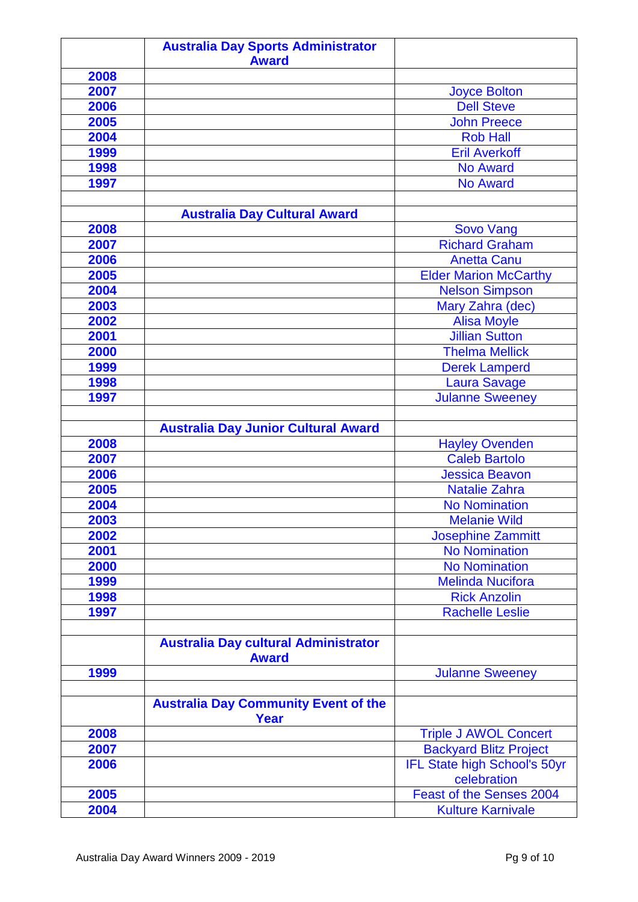| | Australia Day Sports Administrator Award | |
|---|---|---|
| 2008 | | |
| 2007 | | Joyce Bolton |
| 2006 | | Dell Steve |
| 2005 | | John Preece |
| 2004 | | Rob Hall |
| 1999 | | Eril Averkoff |
| 1998 | | No Award |
| 1997 | | No Award |
| | | |
| | **Australia Day Cultural Award** | |
| 2008 | | Sovo Vang |
| 2007 | | Richard Graham |
| 2006 | | Anetta Canu |
| 2005 | | Elder Marion McCarthy |
| 2004 | | Nelson Simpson |
| 2003 | | Mary Zahra (dec) |
| 2002 | | Alisa Moyle |
| 2001 | | Jillian Sutton |
| 2000 | | Thelma Mellick |
| 1999 | | Derek Lamperd |
| 1998 | | Laura Savage |
| 1997 | | Julanne Sweeney |
| | | |
| | **Australia Day Junior Cultural Award** | |
| 2008 | | Hayley Ovenden |
| 2007 | | Caleb Bartolo |
| 2006 | | Jessica Beavon |
| 2005 | | Natalie Zahra |
| 2004 | | No Nomination |
| 2003 | | Melanie Wild |
| 2002 | | Josephine Zammitt |
| 2001 | | No Nomination |
| 2000 | | No Nomination |
| 1999 | | Melinda Nucifora |
| 1998 | | Rick Anzolin |
| 1997 | | Rachelle Leslie |
| | | |
| | **Australia Day cultural Administrator Award** | |
| 1999 | | Julanne Sweeney |
| | | |
| | **Australia Day Community Event of the Year** | |
| 2008 | | Triple J AWOL Concert |
| 2007 | | Backyard Blitz Project |
| 2006 | | IFL State high School's 50yr celebration |
| 2005 | | Feast of the Senses 2004 |
| 2004 | | Kulture Karnivale |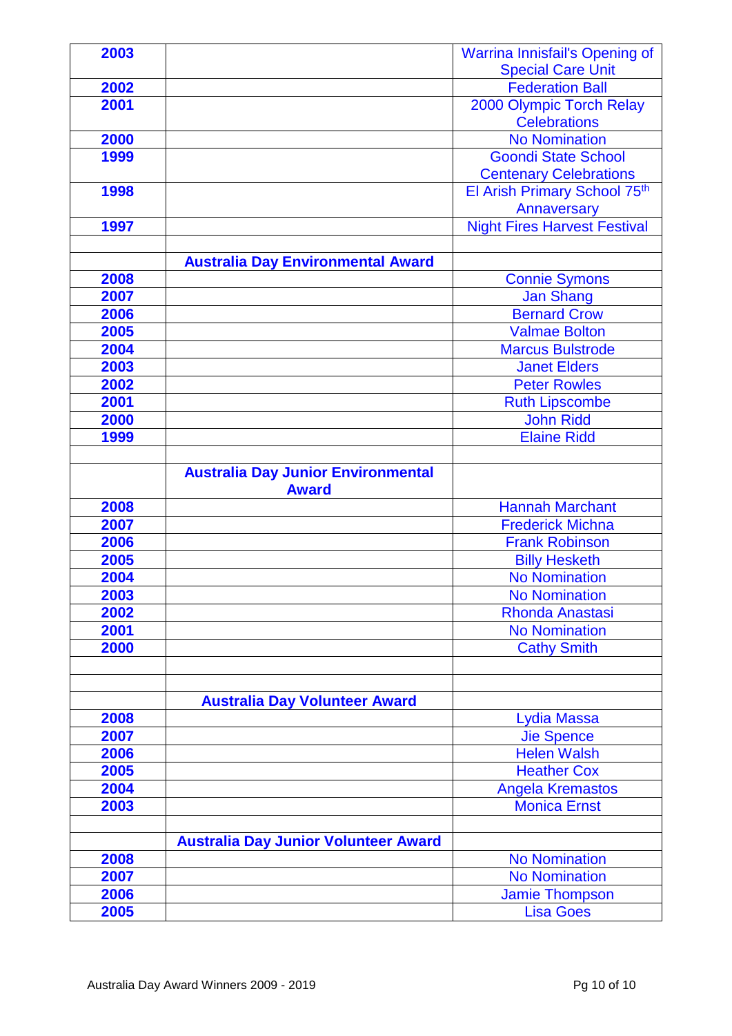| | | |
|---|---|---|
| **2003** | | Warrina Innisfail's Opening of Special Care Unit |
| **2002** | | Federation Ball |
| **2001** | | 2000 Olympic Torch Relay Celebrations |
| **2000** | | No Nomination |
| **1999** | | Goondi State School Centenary Celebrations |
| **1998** | | El Arish Primary School 75th Annaversary |
| **1997** | | Night Fires Harvest Festival |
| | | |
| | **Australia Day Environmental Award** | |
| **2008** | | Connie Symons |
| **2007** | | Jan Shang |
| **2006** | | Bernard Crow |
| **2005** | | Valmae Bolton |
| **2004** | | Marcus Bulstrode |
| **2003** | | Janet Elders |
| **2002** | | Peter Rowles |
| **2001** | | Ruth Lipscombe |
| **2000** | | John Ridd |
| **1999** | | Elaine Ridd |
| | | |
| | **Australia Day Junior Environmental Award** | |
| **2008** | | Hannah Marchant |
| **2007** | | Frederick Michna |
| **2006** | | Frank Robinson |
| **2005** | | Billy Hesketh |
| **2004** | | No Nomination |
| **2003** | | No Nomination |
| **2002** | | Rhonda Anastasi |
| **2001** | | No Nomination |
| **2000** | | Cathy Smith |
| | | |
| | | |
| | **Australia Day Volunteer Award** | |
| **2008** | | Lydia Massa |
| **2007** | | Jie Spence |
| **2006** | | Helen Walsh |
| **2005** | | Heather Cox |
| **2004** | | Angela Kremastos |
| **2003** | | Monica Ernst |
| | | |
| | **Australia Day Junior Volunteer Award** | |
| **2008** | | No Nomination |
| **2007** | | No Nomination |
| **2006** | | Jamie Thompson |
| **2005** | | Lisa Goes |